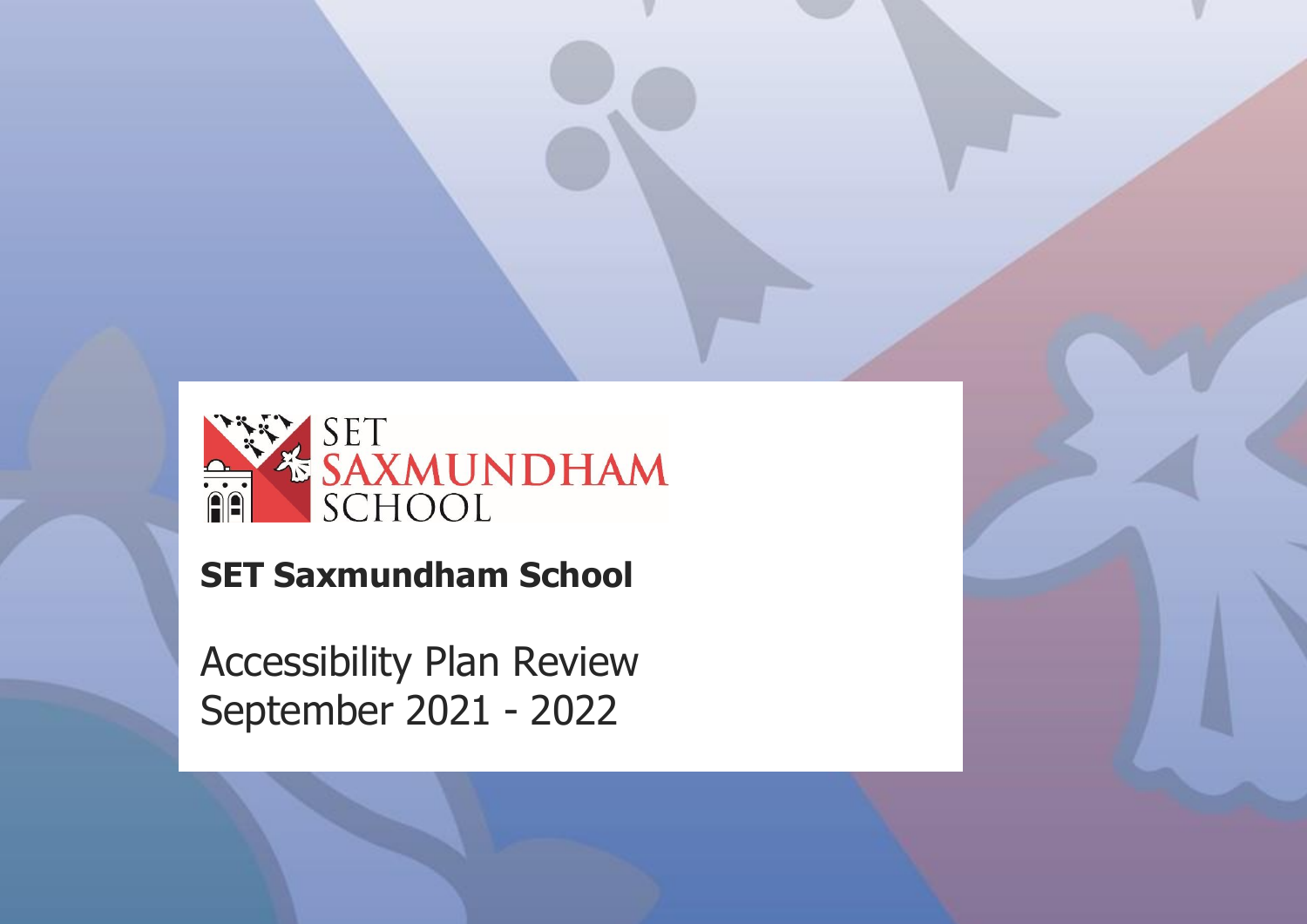SET SAXMUNDHAM SCHOOL

**SET Saxmundham School**

# Accessibility Plan Review September 2021 - 2022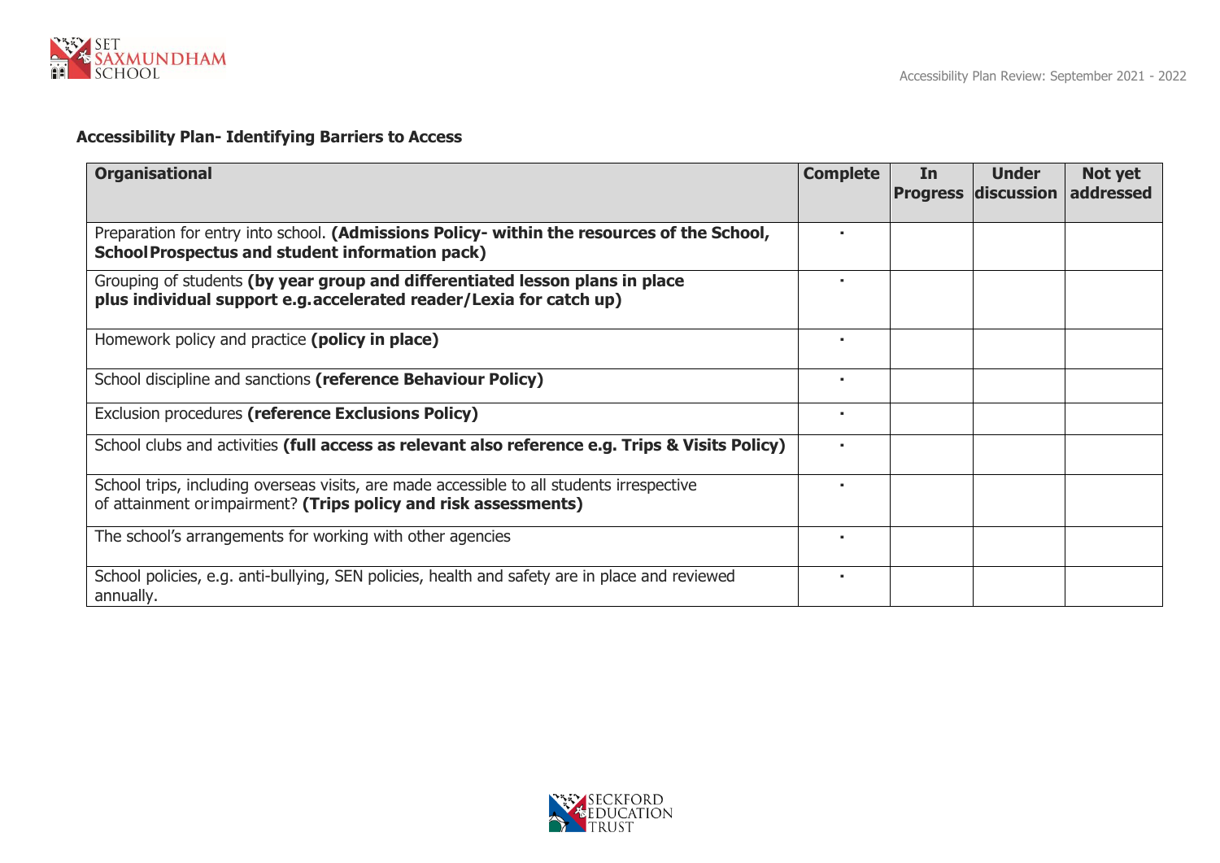## Accessibility Plan- Identifying Barriers to Access

| Organisational | Complete | In Progress | Under discussion | Not yet addressed |
|---|---|---|---|---|
| Preparation for entry into school. **(Admissions Policy- within the resources of the School, School Prospectus and student information pack)** | · | | | |
| Grouping of students **(by year group and differentiated lesson plans in place plus individual support e.g. accelerated reader/Lexia for catch up)** | · | | | |
| Homework policy and practice **(policy in place)** | · | | | |
| School discipline and sanctions **(reference Behaviour Policy)** | · | | | |
| Exclusion procedures **(reference Exclusions Policy)** | · | | | |
| School clubs and activities **(full access as relevant also reference e.g. Trips & Visits Policy)** | · | | | |
| School trips, including overseas visits, are made accessible to all students irrespective of attainment or impairment? **(Trips policy and risk assessments)** | · | | | |
| The school's arrangements for working with other agencies | · | | | |
| School policies, e.g. anti-bullying, SEN policies, health and safety are in place and reviewed annually. | · | | | |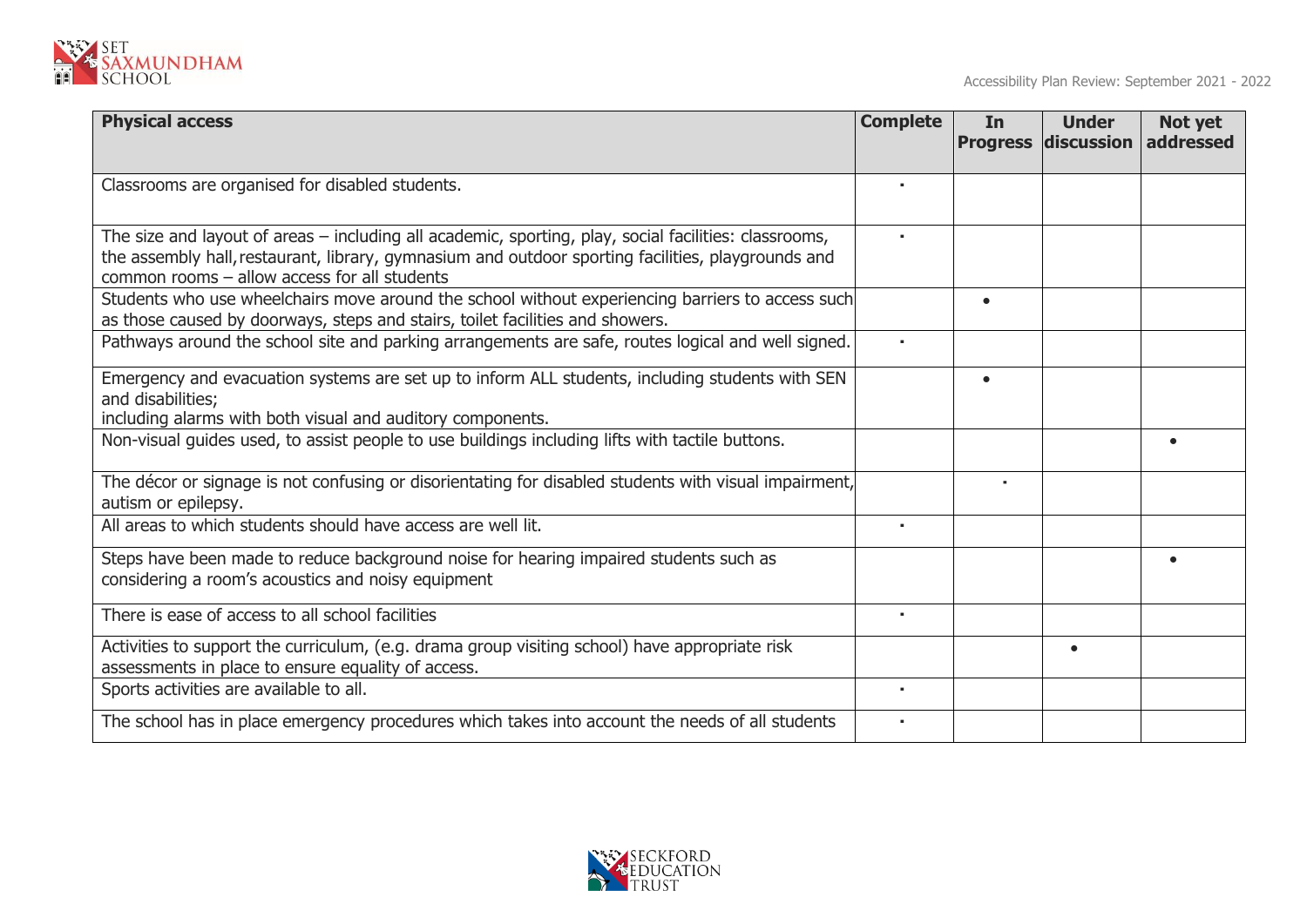| Physical access | Complete | In Progress | Under discussion | Not yet addressed |
|---|---|---|---|---|
| Classrooms are organised for disabled students. | ▪ | | | |
| The size and layout of areas – including all academic, sporting, play, social facilities: classrooms, the assembly hall, restaurant, library, gymnasium and outdoor sporting facilities, playgrounds and common rooms – allow access for all students | ▪ | | | |
| Students who use wheelchairs move around the school without experiencing barriers to access such as those caused by doorways, steps and stairs, toilet facilities and showers. | | • | | |
| Pathways around the school site and parking arrangements are safe, routes logical and well signed. | ▪ | | | |
| Emergency and evacuation systems are set up to inform ALL students, including students with SEN and disabilities; including alarms with both visual and auditory components. | | • | | |
| Non-visual guides used, to assist people to use buildings including lifts with tactile buttons. | | | | • |
| The décor or signage is not confusing or disorientating for disabled students with visual impairment, autism or epilepsy. | | ▪ | | |
| All areas to which students should have access are well lit. | ▪ | | | |
| Steps have been made to reduce background noise for hearing impaired students such as considering a room's acoustics and noisy equipment | | | | • |
| There is ease of access to all school facilities | ▪ | | | |
| Activities to support the curriculum, (e.g. drama group visiting school) have appropriate risk assessments in place to ensure equality of access. | | | • | |
| Sports activities are available to all. | ▪ | | | |
| The school has in place emergency procedures which takes into account the needs of all students | ▪ | | | |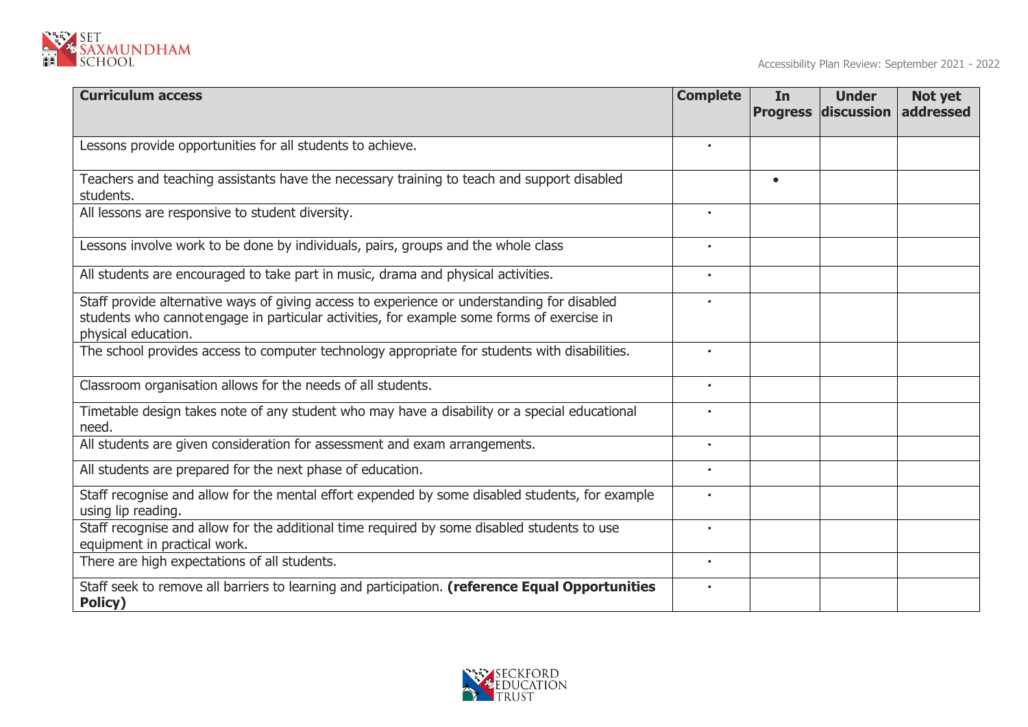| Curriculum access | Complete | In Progress | Under discussion | Not yet addressed |
|---|---|---|---|---|
| Lessons provide opportunities for all students to achieve. | ▪ | | | |
| Teachers and teaching assistants have the necessary training to teach and support disabled students. | | • | | |
| All lessons are responsive to student diversity. | ▪ | | | |
| Lessons involve work to be done by individuals, pairs, groups and the whole class | ▪ | | | |
| All students are encouraged to take part in music, drama and physical activities. | ▪ | | | |
| Staff provide alternative ways of giving access to experience or understanding for disabled students who cannotengage in particular activities, for example some forms of exercise in physical education. | ▪ | | | |
| The school provides access to computer technology appropriate for students with disabilities. | ▪ | | | |
| Classroom organisation allows for the needs of all students. | ▪ | | | |
| Timetable design takes note of any student who may have a disability or a special educational need. | ▪ | | | |
| All students are given consideration for assessment and exam arrangements. | ▪ | | | |
| All students are prepared for the next phase of education. | ▪ | | | |
| Staff recognise and allow for the mental effort expended by some disabled students, for example using lip reading. | ▪ | | | |
| Staff recognise and allow for the additional time required by some disabled students to use equipment in practical work. | ▪ | | | |
| There are high expectations of all students. | ▪ | | | |
| Staff seek to remove all barriers to learning and participation. **(reference Equal Opportunities Policy)** | ▪ | | | |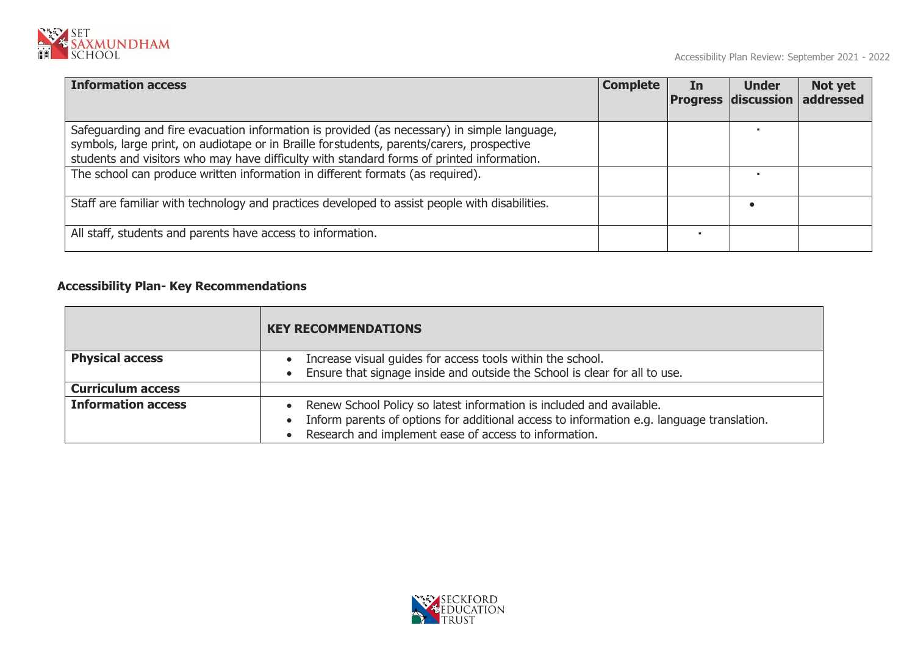| Information access | Complete | In Progress | Under discussion | Not yet addressed |
|---|---|---|---|---|
| Safeguarding and fire evacuation information is provided (as necessary) in simple language, symbols, large print, on audiotape or in Braille for students, parents/carers, prospective students and visitors who may have difficulty with standard forms of printed information. | | | ▪ | |
| The school can produce written information in different formats (as required). | | | ▪ | |
| Staff are familiar with technology and practices developed to assist people with disabilities. | | | • | |
| All staff, students and parents have access to information. | | ▪ | | |

**Accessibility Plan- Key Recommendations**

| | KEY RECOMMENDATIONS |
|---|---|
| **Physical access** | • Increase visual guides for access tools within the school.<br>• Ensure that signage inside and outside the School is clear for all to use. |
| **Curriculum access** | |
| **Information access** | • Renew School Policy so latest information is included and available.<br>• Inform parents of options for additional access to information e.g. language translation.<br>• Research and implement ease of access to information. |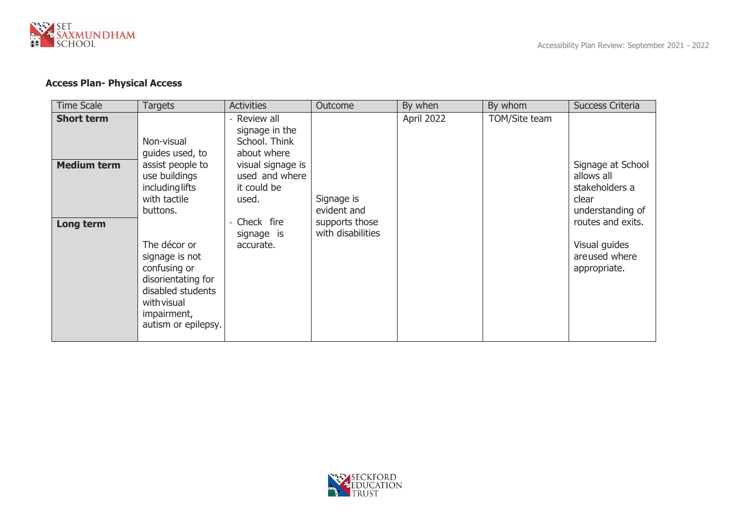**Access Plan- Physical Access**

| Time Scale | Targets | Activities | Outcome | By when | By whom | Success Criteria |
|---|---|---|---|---|---|---|
| **Short term**<br><br>**Medium term**<br><br>**Long term** | Non-visual guides used, to assist people to use buildings including lifts with tactile buttons.<br><br>The décor or signage is not confusing or disorientating for disabled students with visual impairment, autism or epilepsy. | - Review all signage in the School. Think about where visual signage is used and where it could be used.<br><br>- Check fire signage is accurate. | Signage is evident and supports those with disabilities | April 2022 | TOM/Site team | Signage at School allows all stakeholders a clear understanding of routes and exits.<br><br>Visual guides are used where appropriate. |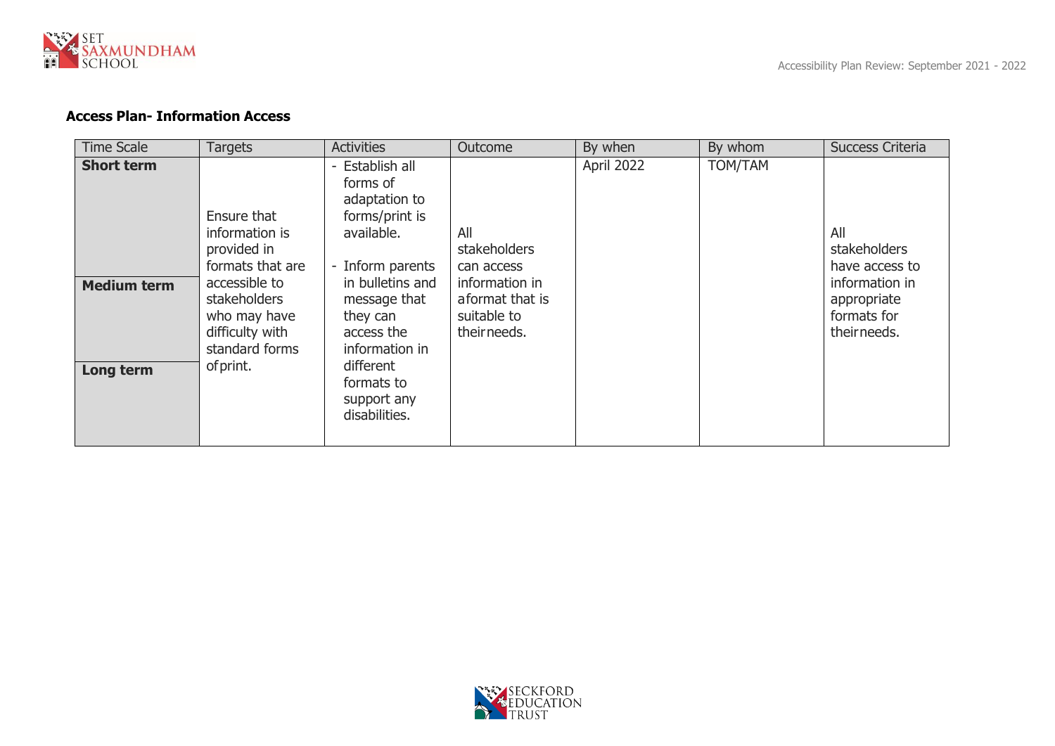**Access Plan- Information Access**

| Time Scale | Targets | Activities | Outcome | By when | By whom | Success Criteria |
|---|---|---|---|---|---|---|
| **Short term**<br><br>**Medium term**<br><br>**Long term** | Ensure that information is provided in formats that are accessible to stakeholders who may have difficulty with standard forms of print. | - Establish all forms of adaptation to forms/print is available.<br>- Inform parents in bulletins and message that they can access the information in different formats to support any disabilities. | All stakeholders can access information in a format that is suitable to their needs. | April 2022 | TOM/TAM | All stakeholders have access to information in appropriate formats for their needs. |